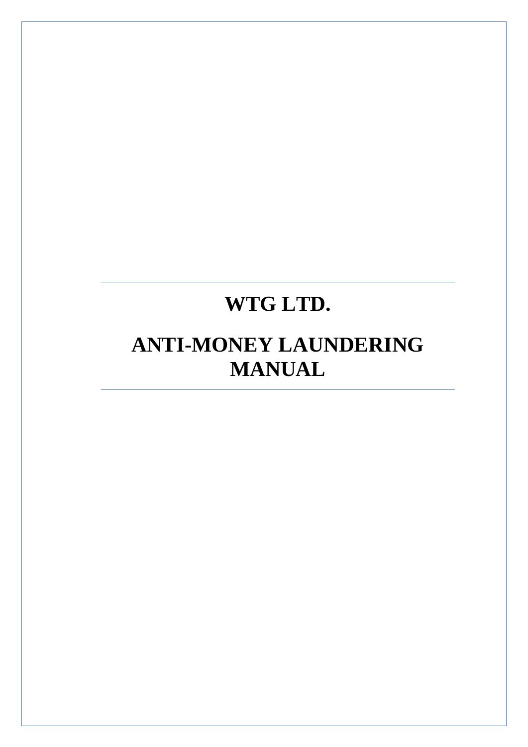# WTG LTD.

# ANTI-MONEY LAUNDERING MANUAL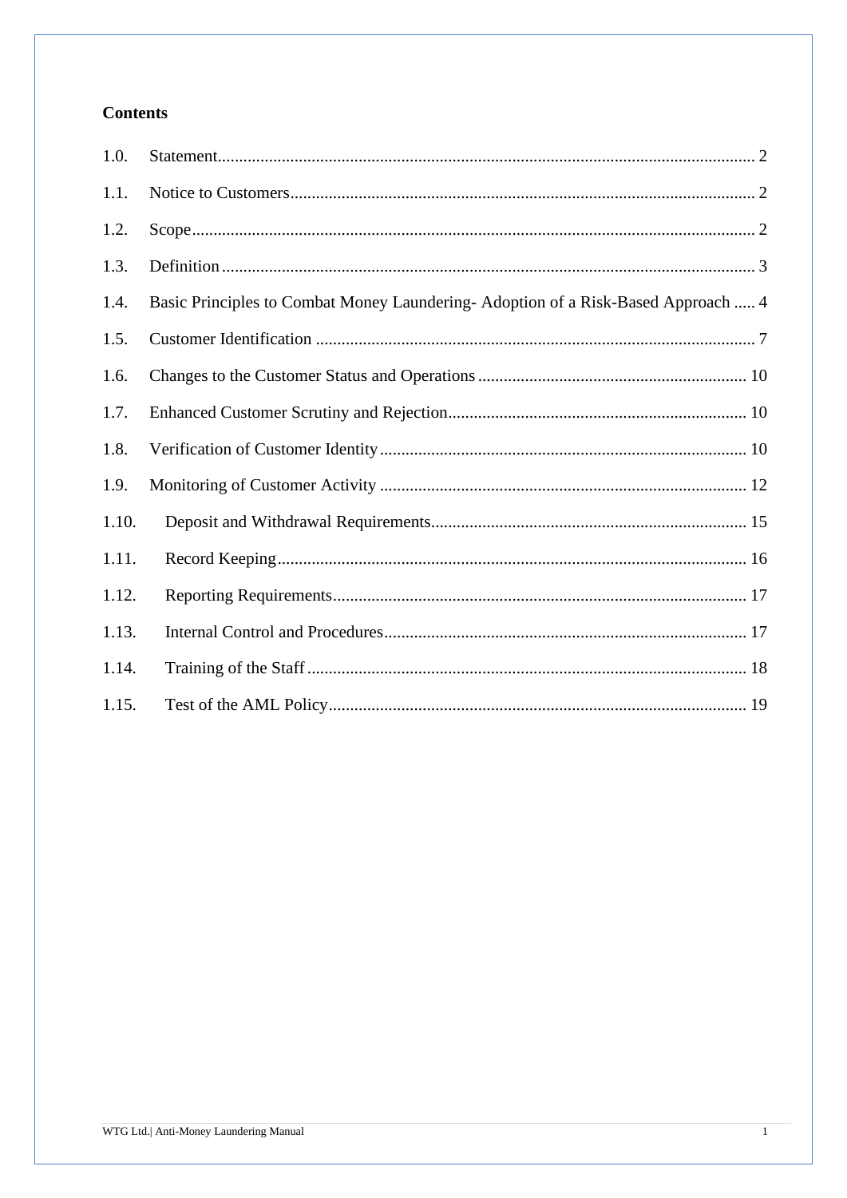**Contents**

1.0. Statement ............................................................................................................................ 2

1.1. Notice to Customers ............................................................................................................ 2

1.2. Scope .................................................................................................................................. 2

1.3. Definition ............................................................................................................................ 3

1.4. Basic Principles to Combat Money Laundering- Adoption of a Risk-Based Approach ..... 4

1.5. Customer Identification ...................................................................................................... 7

1.6. Changes to the Customer Status and Operations ............................................................... 10

1.7. Enhanced Customer Scrutiny and Rejection ..................................................................... 10

1.8. Verification of Customer Identity ..................................................................................... 10

1.9. Monitoring of Customer Activity ...................................................................................... 12

1.10. Deposit and Withdrawal Requirements ......................................................................... 15

1.11. Record Keeping ............................................................................................................. 16

1.12. Reporting Requirements ................................................................................................ 17

1.13. Internal Control and Procedures .................................................................................... 17

1.14. Training of the Staff ...................................................................................................... 18

1.15. Test of the AML Policy ................................................................................................. 19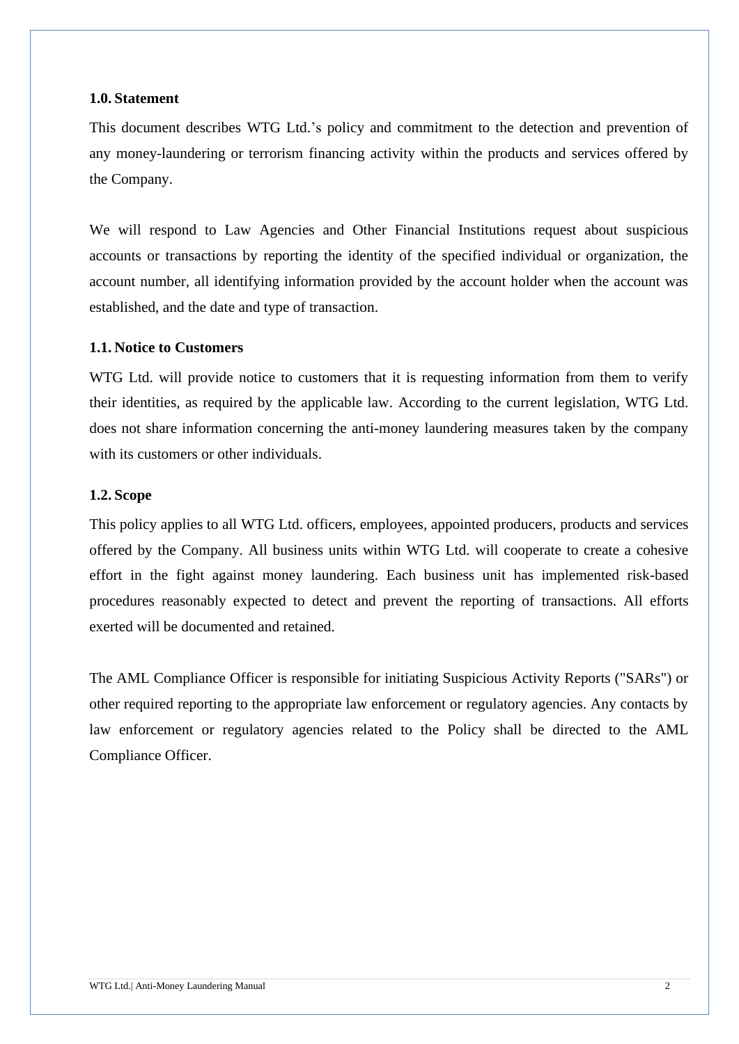## 1.0. Statement

This document describes WTG Ltd.'s policy and commitment to the detection and prevention of any money-laundering or terrorism financing activity within the products and services offered by the Company.

We will respond to Law Agencies and Other Financial Institutions request about suspicious accounts or transactions by reporting the identity of the specified individual or organization, the account number, all identifying information provided by the account holder when the account was established, and the date and type of transaction.

## 1.1. Notice to Customers

WTG Ltd. will provide notice to customers that it is requesting information from them to verify their identities, as required by the applicable law. According to the current legislation, WTG Ltd. does not share information concerning the anti-money laundering measures taken by the company with its customers or other individuals.

## 1.2. Scope

This policy applies to all WTG Ltd. officers, employees, appointed producers, products and services offered by the Company. All business units within WTG Ltd. will cooperate to create a cohesive effort in the fight against money laundering. Each business unit has implemented risk-based procedures reasonably expected to detect and prevent the reporting of transactions. All efforts exerted will be documented and retained.

The AML Compliance Officer is responsible for initiating Suspicious Activity Reports ("SARs") or other required reporting to the appropriate law enforcement or regulatory agencies. Any contacts by law enforcement or regulatory agencies related to the Policy shall be directed to the AML Compliance Officer.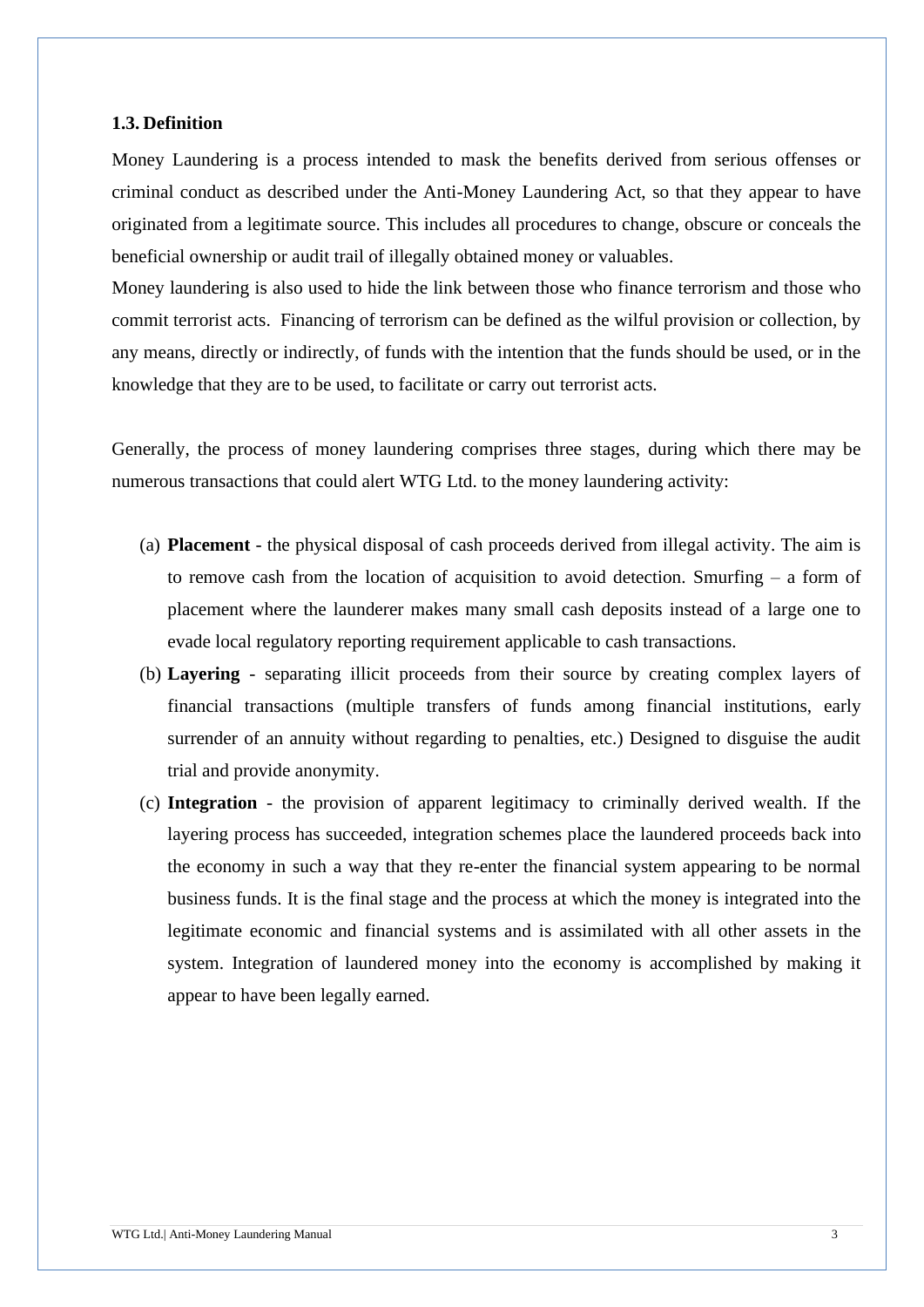### 1.3. Definition

Money Laundering is a process intended to mask the benefits derived from serious offenses or criminal conduct as described under the Anti-Money Laundering Act, so that they appear to have originated from a legitimate source. This includes all procedures to change, obscure or conceals the beneficial ownership or audit trail of illegally obtained money or valuables.
Money laundering is also used to hide the link between those who finance terrorism and those who commit terrorist acts. Financing of terrorism can be defined as the wilful provision or collection, by any means, directly or indirectly, of funds with the intention that the funds should be used, or in the knowledge that they are to be used, to facilitate or carry out terrorist acts.

Generally, the process of money laundering comprises three stages, during which there may be numerous transactions that could alert WTG Ltd. to the money laundering activity:

(a) **Placement** - the physical disposal of cash proceeds derived from illegal activity. The aim is to remove cash from the location of acquisition to avoid detection. Smurfing – a form of placement where the launderer makes many small cash deposits instead of a large one to evade local regulatory reporting requirement applicable to cash transactions.

(b) **Layering** - separating illicit proceeds from their source by creating complex layers of financial transactions (multiple transfers of funds among financial institutions, early surrender of an annuity without regarding to penalties, etc.) Designed to disguise the audit trial and provide anonymity.

(c) **Integration** - the provision of apparent legitimacy to criminally derived wealth. If the layering process has succeeded, integration schemes place the laundered proceeds back into the economy in such a way that they re-enter the financial system appearing to be normal business funds. It is the final stage and the process at which the money is integrated into the legitimate economic and financial systems and is assimilated with all other assets in the system. Integration of laundered money into the economy is accomplished by making it appear to have been legally earned.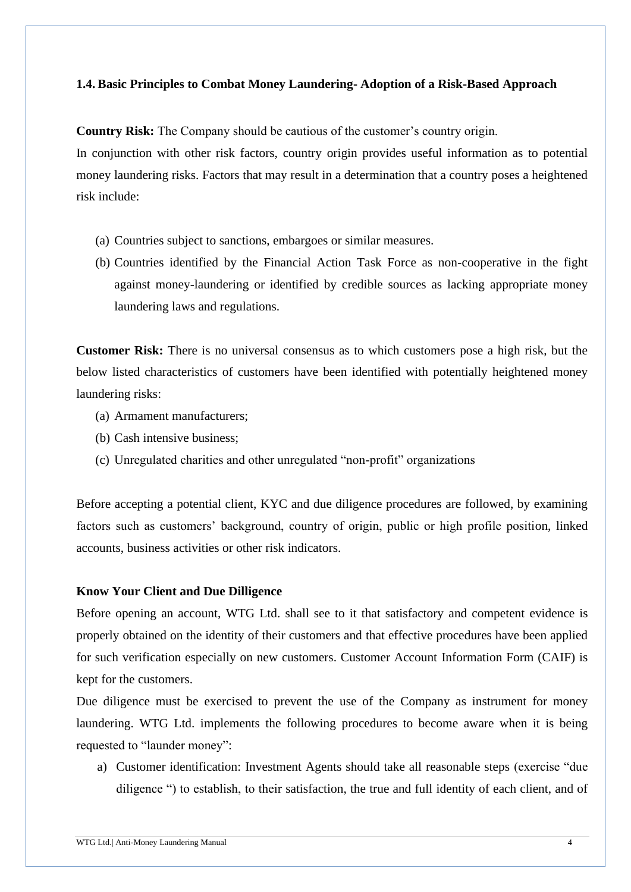### 1.4. Basic Principles to Combat Money Laundering- Adoption of a Risk-Based Approach

**Country Risk:** The Company should be cautious of the customer's country origin.
In conjunction with other risk factors, country origin provides useful information as to potential money laundering risks. Factors that may result in a determination that a country poses a heightened risk include:

(a) Countries subject to sanctions, embargoes or similar measures.
(b) Countries identified by the Financial Action Task Force as non-cooperative in the fight against money-laundering or identified by credible sources as lacking appropriate money laundering laws and regulations.

**Customer Risk:** There is no universal consensus as to which customers pose a high risk, but the below listed characteristics of customers have been identified with potentially heightened money laundering risks:

(a) Armament manufacturers;
(b) Cash intensive business;
(c) Unregulated charities and other unregulated "non-profit" organizations

Before accepting a potential client, KYC and due diligence procedures are followed, by examining factors such as customers' background, country of origin, public or high profile position, linked accounts, business activities or other risk indicators.

**Know Your Client and Due Dilligence**

Before opening an account, WTG Ltd. shall see to it that satisfactory and competent evidence is properly obtained on the identity of their customers and that effective procedures have been applied for such verification especially on new customers. Customer Account Information Form (CAIF) is kept for the customers.

Due diligence must be exercised to prevent the use of the Company as instrument for money laundering. WTG Ltd. implements the following procedures to become aware when it is being requested to "launder money":

a) Customer identification: Investment Agents should take all reasonable steps (exercise "due diligence ") to establish, to their satisfaction, the true and full identity of each client, and of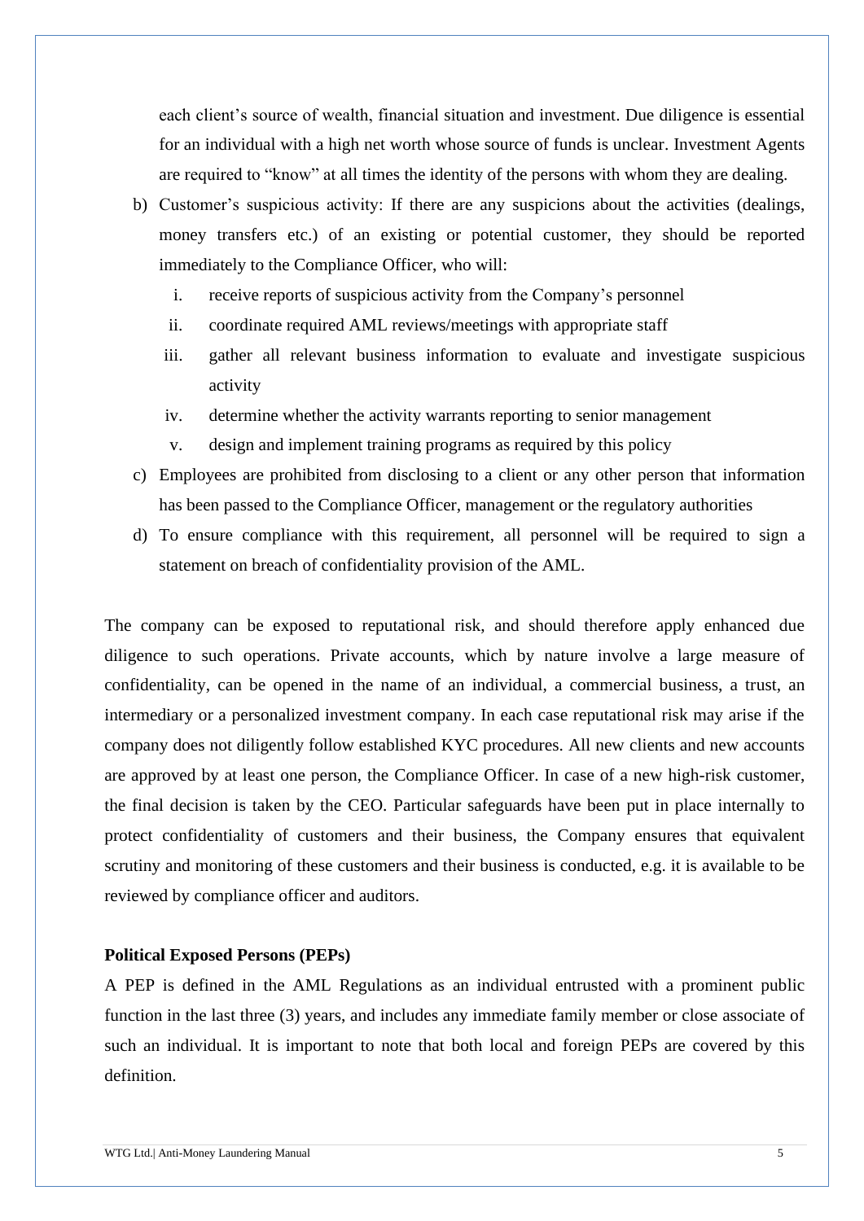each client's source of wealth, financial situation and investment. Due diligence is essential for an individual with a high net worth whose source of funds is unclear. Investment Agents are required to "know" at all times the identity of the persons with whom they are dealing.

b) Customer's suspicious activity: If there are any suspicions about the activities (dealings, money transfers etc.) of an existing or potential customer, they should be reported immediately to the Compliance Officer, who will:
   i. receive reports of suspicious activity from the Company's personnel
   ii. coordinate required AML reviews/meetings with appropriate staff
   iii. gather all relevant business information to evaluate and investigate suspicious activity
   iv. determine whether the activity warrants reporting to senior management
   v. design and implement training programs as required by this policy
c) Employees are prohibited from disclosing to a client or any other person that information has been passed to the Compliance Officer, management or the regulatory authorities
d) To ensure compliance with this requirement, all personnel will be required to sign a statement on breach of confidentiality provision of the AML.

The company can be exposed to reputational risk, and should therefore apply enhanced due diligence to such operations. Private accounts, which by nature involve a large measure of confidentiality, can be opened in the name of an individual, a commercial business, a trust, an intermediary or a personalized investment company. In each case reputational risk may arise if the company does not diligently follow established KYC procedures. All new clients and new accounts are approved by at least one person, the Compliance Officer. In case of a new high-risk customer, the final decision is taken by the CEO. Particular safeguards have been put in place internally to protect confidentiality of customers and their business, the Company ensures that equivalent scrutiny and monitoring of these customers and their business is conducted, e.g. it is available to be reviewed by compliance officer and auditors.

**Political Exposed Persons (PEPs)**

A PEP is defined in the AML Regulations as an individual entrusted with a prominent public function in the last three (3) years, and includes any immediate family member or close associate of such an individual. It is important to note that both local and foreign PEPs are covered by this definition.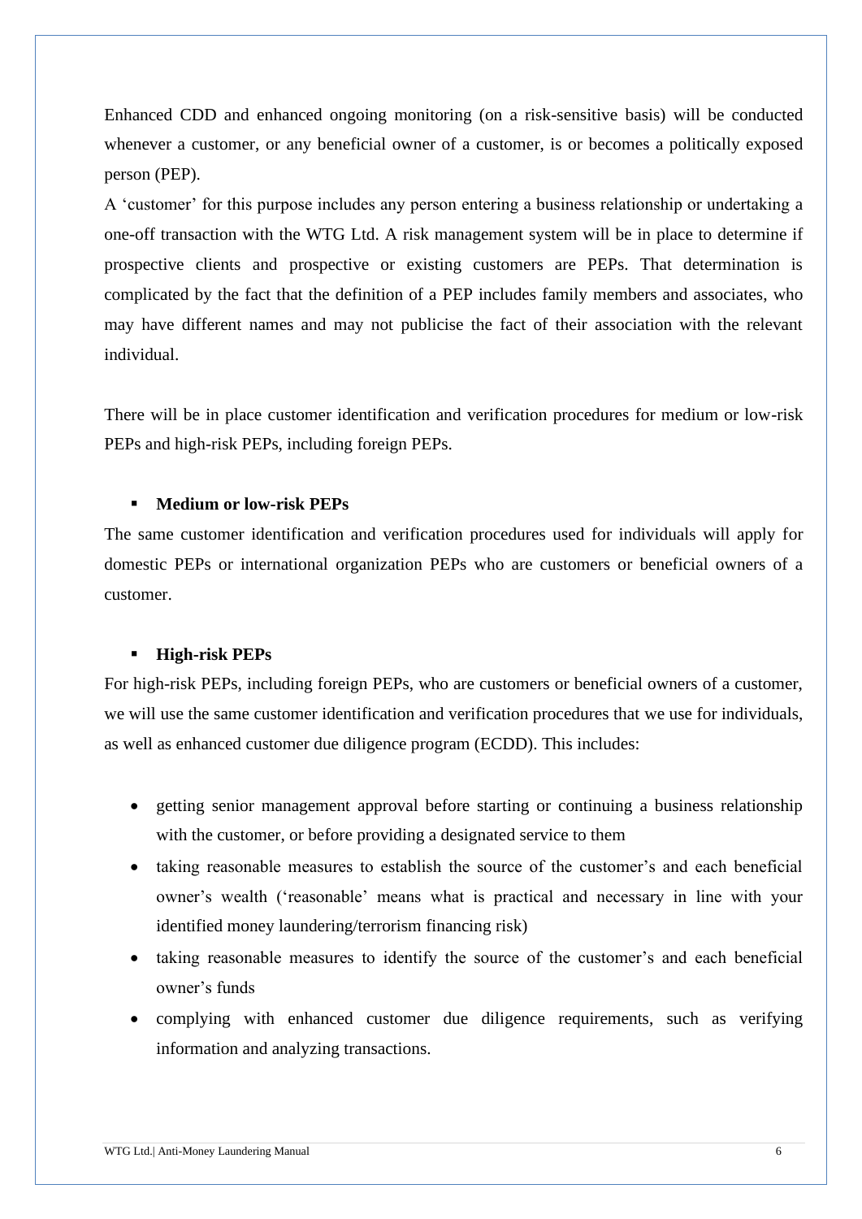Enhanced CDD and enhanced ongoing monitoring (on a risk-sensitive basis) will be conducted whenever a customer, or any beneficial owner of a customer, is or becomes a politically exposed person (PEP).

A 'customer' for this purpose includes any person entering a business relationship or undertaking a one-off transaction with the WTG Ltd. A risk management system will be in place to determine if prospective clients and prospective or existing customers are PEPs. That determination is complicated by the fact that the definition of a PEP includes family members and associates, who may have different names and may not publicise the fact of their association with the relevant individual.

There will be in place customer identification and verification procedures for medium or low-risk PEPs and high-risk PEPs, including foreign PEPs.

- **Medium or low-risk PEPs**

The same customer identification and verification procedures used for individuals will apply for domestic PEPs or international organization PEPs who are customers or beneficial owners of a customer.

- **High-risk PEPs**

For high-risk PEPs, including foreign PEPs, who are customers or beneficial owners of a customer, we will use the same customer identification and verification procedures that we use for individuals, as well as enhanced customer due diligence program (ECDD). This includes:

- getting senior management approval before starting or continuing a business relationship with the customer, or before providing a designated service to them
- taking reasonable measures to establish the source of the customer's and each beneficial owner's wealth ('reasonable' means what is practical and necessary in line with your identified money laundering/terrorism financing risk)
- taking reasonable measures to identify the source of the customer's and each beneficial owner's funds
- complying with enhanced customer due diligence requirements, such as verifying information and analyzing transactions.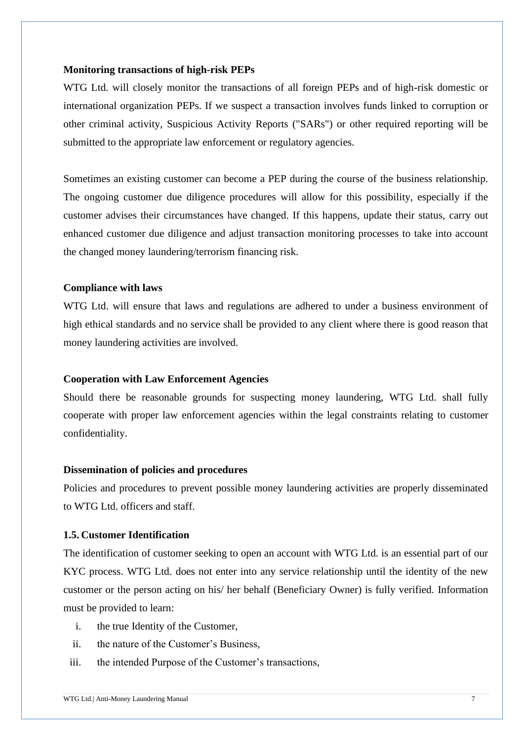**Monitoring transactions of high-risk PEPs**

WTG Ltd. will closely monitor the transactions of all foreign PEPs and of high-risk domestic or international organization PEPs. If we suspect a transaction involves funds linked to corruption or other criminal activity, Suspicious Activity Reports ("SARs") or other required reporting will be submitted to the appropriate law enforcement or regulatory agencies.

Sometimes an existing customer can become a PEP during the course of the business relationship. The ongoing customer due diligence procedures will allow for this possibility, especially if the customer advises their circumstances have changed. If this happens, update their status, carry out enhanced customer due diligence and adjust transaction monitoring processes to take into account the changed money laundering/terrorism financing risk.

**Compliance with laws**

WTG Ltd. will ensure that laws and regulations are adhered to under a business environment of high ethical standards and no service shall be provided to any client where there is good reason that money laundering activities are involved.

**Cooperation with Law Enforcement Agencies**

Should there be reasonable grounds for suspecting money laundering, WTG Ltd. shall fully cooperate with proper law enforcement agencies within the legal constraints relating to customer confidentiality.

**Dissemination of policies and procedures**

Policies and procedures to prevent possible money laundering activities are properly disseminated to WTG Ltd. officers and staff.

### 1.5. Customer Identification

The identification of customer seeking to open an account with WTG Ltd. is an essential part of our KYC process. WTG Ltd. does not enter into any service relationship until the identity of the new customer or the person acting on his/ her behalf (Beneficiary Owner) is fully verified. Information must be provided to learn:

i. the true Identity of the Customer,
ii. the nature of the Customer's Business,
iii. the intended Purpose of the Customer's transactions,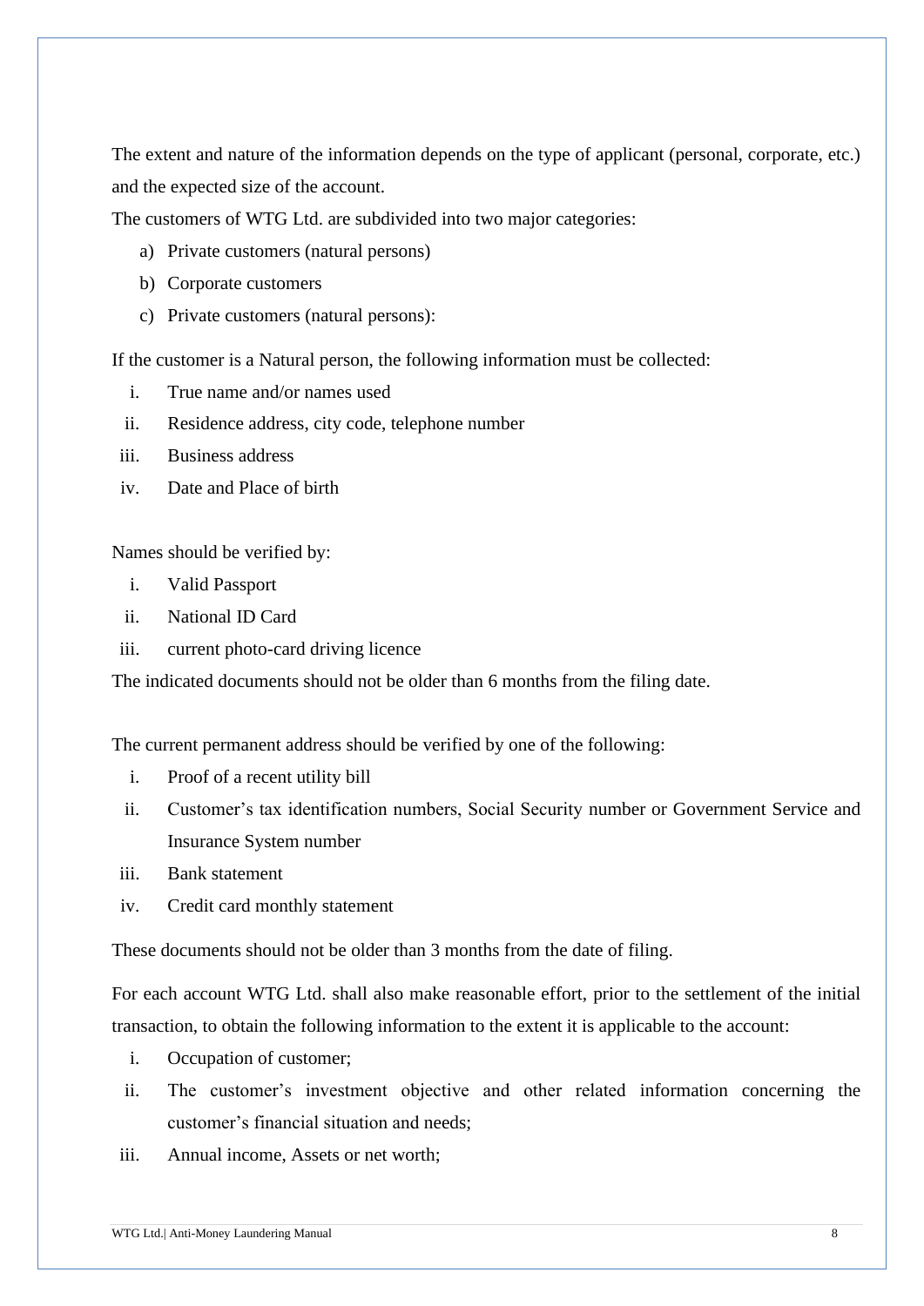The extent and nature of the information depends on the type of applicant (personal, corporate, etc.) and the expected size of the account.

The customers of WTG Ltd. are subdivided into two major categories:

a) Private customers (natural persons)
b) Corporate customers
c) Private customers (natural persons):

If the customer is a Natural person, the following information must be collected:

i. True name and/or names used
ii. Residence address, city code, telephone number
iii. Business address
iv. Date and Place of birth

Names should be verified by:

i. Valid Passport
ii. National ID Card
iii. current photo-card driving licence

The indicated documents should not be older than 6 months from the filing date.

The current permanent address should be verified by one of the following:

i. Proof of a recent utility bill
ii. Customer's tax identification numbers, Social Security number or Government Service and Insurance System number
iii. Bank statement
iv. Credit card monthly statement

These documents should not be older than 3 months from the date of filing.

For each account WTG Ltd. shall also make reasonable effort, prior to the settlement of the initial transaction, to obtain the following information to the extent it is applicable to the account:

i. Occupation of customer;
ii. The customer's investment objective and other related information concerning the customer's financial situation and needs;
iii. Annual income, Assets or net worth;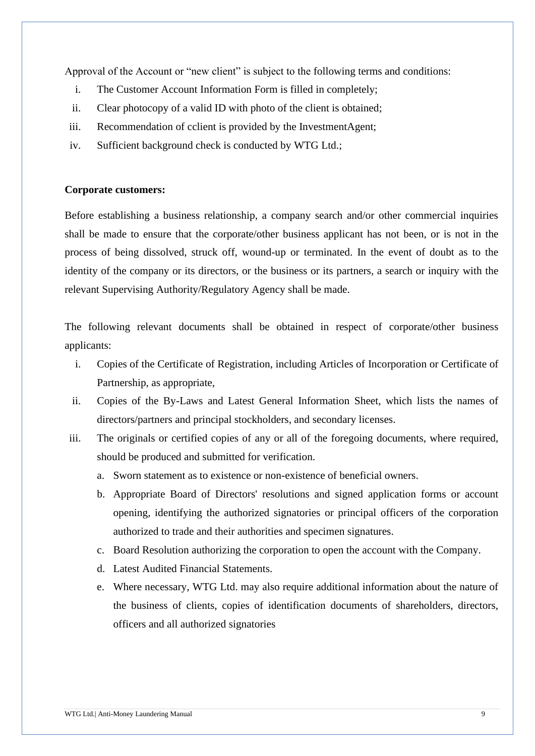Approval of the Account or "new client" is subject to the following terms and conditions:

i. The Customer Account Information Form is filled in completely;
ii. Clear photocopy of a valid ID with photo of the client is obtained;
iii. Recommendation of cclient is provided by the InvestmentAgent;
iv. Sufficient background check is conducted by WTG Ltd.;

**Corporate customers:**

Before establishing a business relationship, a company search and/or other commercial inquiries shall be made to ensure that the corporate/other business applicant has not been, or is not in the process of being dissolved, struck off, wound-up or terminated. In the event of doubt as to the identity of the company or its directors, or the business or its partners, a search or inquiry with the relevant Supervising Authority/Regulatory Agency shall be made.

The following relevant documents shall be obtained in respect of corporate/other business applicants:

i. Copies of the Certificate of Registration, including Articles of Incorporation or Certificate of Partnership, as appropriate,
ii. Copies of the By-Laws and Latest General Information Sheet, which lists the names of directors/partners and principal stockholders, and secondary licenses.
iii. The originals or certified copies of any or all of the foregoing documents, where required, should be produced and submitted for verification.
    a. Sworn statement as to existence or non-existence of beneficial owners.
    b. Appropriate Board of Directors' resolutions and signed application forms or account opening, identifying the authorized signatories or principal officers of the corporation authorized to trade and their authorities and specimen signatures.
    c. Board Resolution authorizing the corporation to open the account with the Company.
    d. Latest Audited Financial Statements.
    e. Where necessary, WTG Ltd. may also require additional information about the nature of the business of clients, copies of identification documents of shareholders, directors, officers and all authorized signatories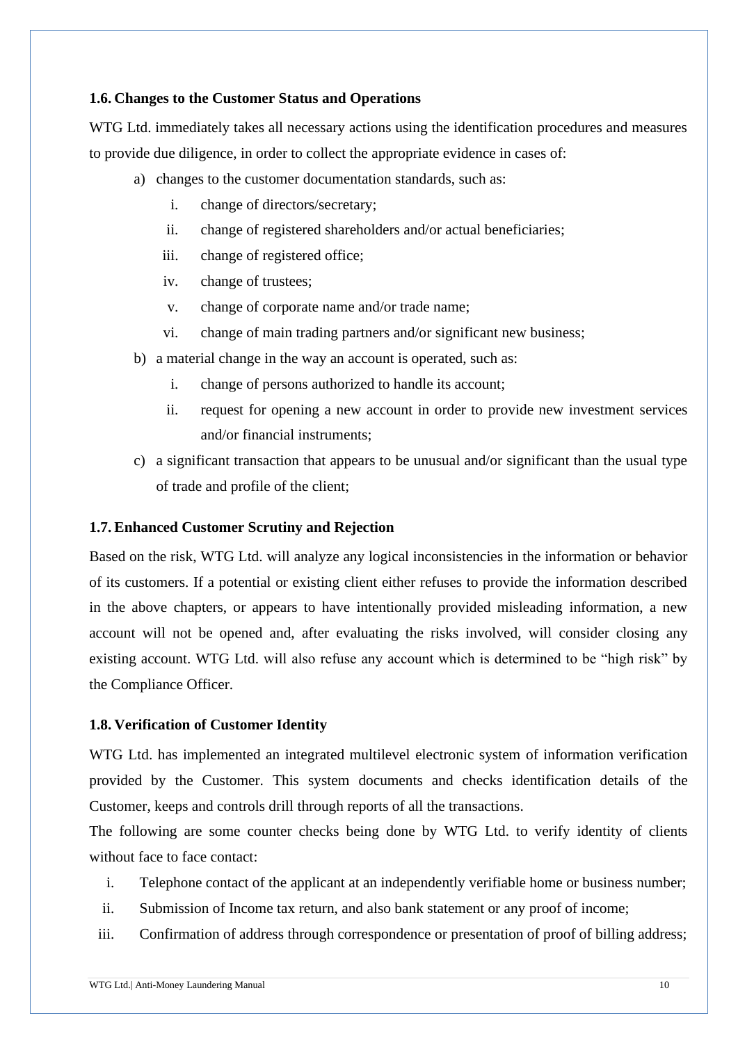### 1.6. Changes to the Customer Status and Operations

WTG Ltd. immediately takes all necessary actions using the identification procedures and measures to provide due diligence, in order to collect the appropriate evidence in cases of:

a) changes to the customer documentation standards, such as:
   i. change of directors/secretary;
   ii. change of registered shareholders and/or actual beneficiaries;
   iii. change of registered office;
   iv. change of trustees;
   v. change of corporate name and/or trade name;
   vi. change of main trading partners and/or significant new business;
b) a material change in the way an account is operated, such as:
   i. change of persons authorized to handle its account;
   ii. request for opening a new account in order to provide new investment services and/or financial instruments;
c) a significant transaction that appears to be unusual and/or significant than the usual type of trade and profile of the client;

### 1.7. Enhanced Customer Scrutiny and Rejection

Based on the risk, WTG Ltd. will analyze any logical inconsistencies in the information or behavior of its customers. If a potential or existing client either refuses to provide the information described in the above chapters, or appears to have intentionally provided misleading information, a new account will not be opened and, after evaluating the risks involved, will consider closing any existing account. WTG Ltd. will also refuse any account which is determined to be "high risk" by the Compliance Officer.

### 1.8. Verification of Customer Identity

WTG Ltd. has implemented an integrated multilevel electronic system of information verification provided by the Customer. This system documents and checks identification details of the Customer, keeps and controls drill through reports of all the transactions.

The following are some counter checks being done by WTG Ltd. to verify identity of clients without face to face contact:

i. Telephone contact of the applicant at an independently verifiable home or business number;
ii. Submission of Income tax return, and also bank statement or any proof of income;
iii. Confirmation of address through correspondence or presentation of proof of billing address;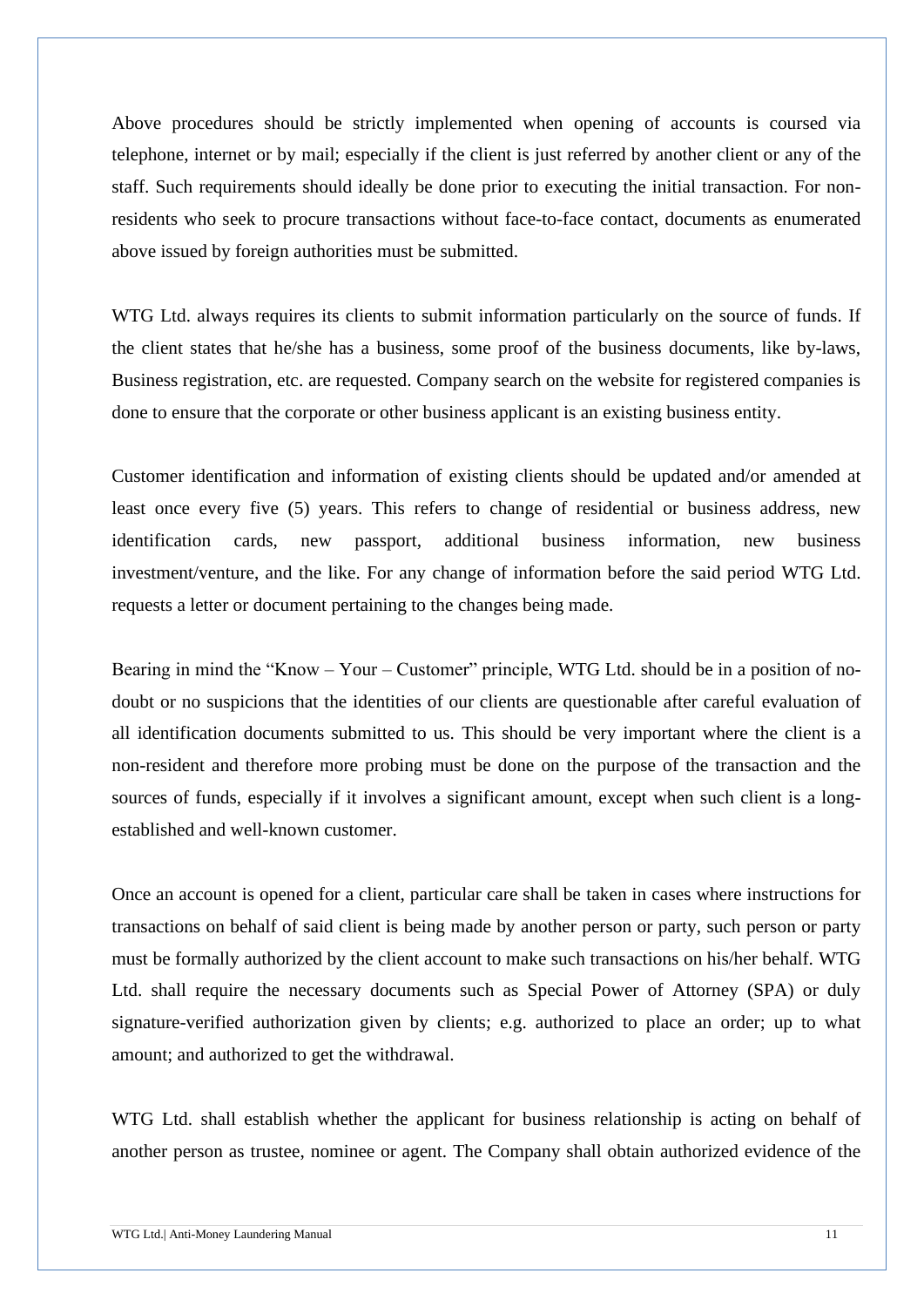Above procedures should be strictly implemented when opening of accounts is coursed via telephone, internet or by mail; especially if the client is just referred by another client or any of the staff. Such requirements should ideally be done prior to executing the initial transaction. For non-residents who seek to procure transactions without face-to-face contact, documents as enumerated above issued by foreign authorities must be submitted.

WTG Ltd. always requires its clients to submit information particularly on the source of funds. If the client states that he/she has a business, some proof of the business documents, like by-laws, Business registration, etc. are requested. Company search on the website for registered companies is done to ensure that the corporate or other business applicant is an existing business entity.

Customer identification and information of existing clients should be updated and/or amended at least once every five (5) years. This refers to change of residential or business address, new identification cards, new passport, additional business information, new business investment/venture, and the like. For any change of information before the said period WTG Ltd. requests a letter or document pertaining to the changes being made.

Bearing in mind the "Know – Your – Customer" principle, WTG Ltd. should be in a position of no-doubt or no suspicions that the identities of our clients are questionable after careful evaluation of all identification documents submitted to us. This should be very important where the client is a non-resident and therefore more probing must be done on the purpose of the transaction and the sources of funds, especially if it involves a significant amount, except when such client is a long-established and well-known customer.

Once an account is opened for a client, particular care shall be taken in cases where instructions for transactions on behalf of said client is being made by another person or party, such person or party must be formally authorized by the client account to make such transactions on his/her behalf. WTG Ltd. shall require the necessary documents such as Special Power of Attorney (SPA) or duly signature-verified authorization given by clients; e.g. authorized to place an order; up to what amount; and authorized to get the withdrawal.

WTG Ltd. shall establish whether the applicant for business relationship is acting on behalf of another person as trustee, nominee or agent. The Company shall obtain authorized evidence of the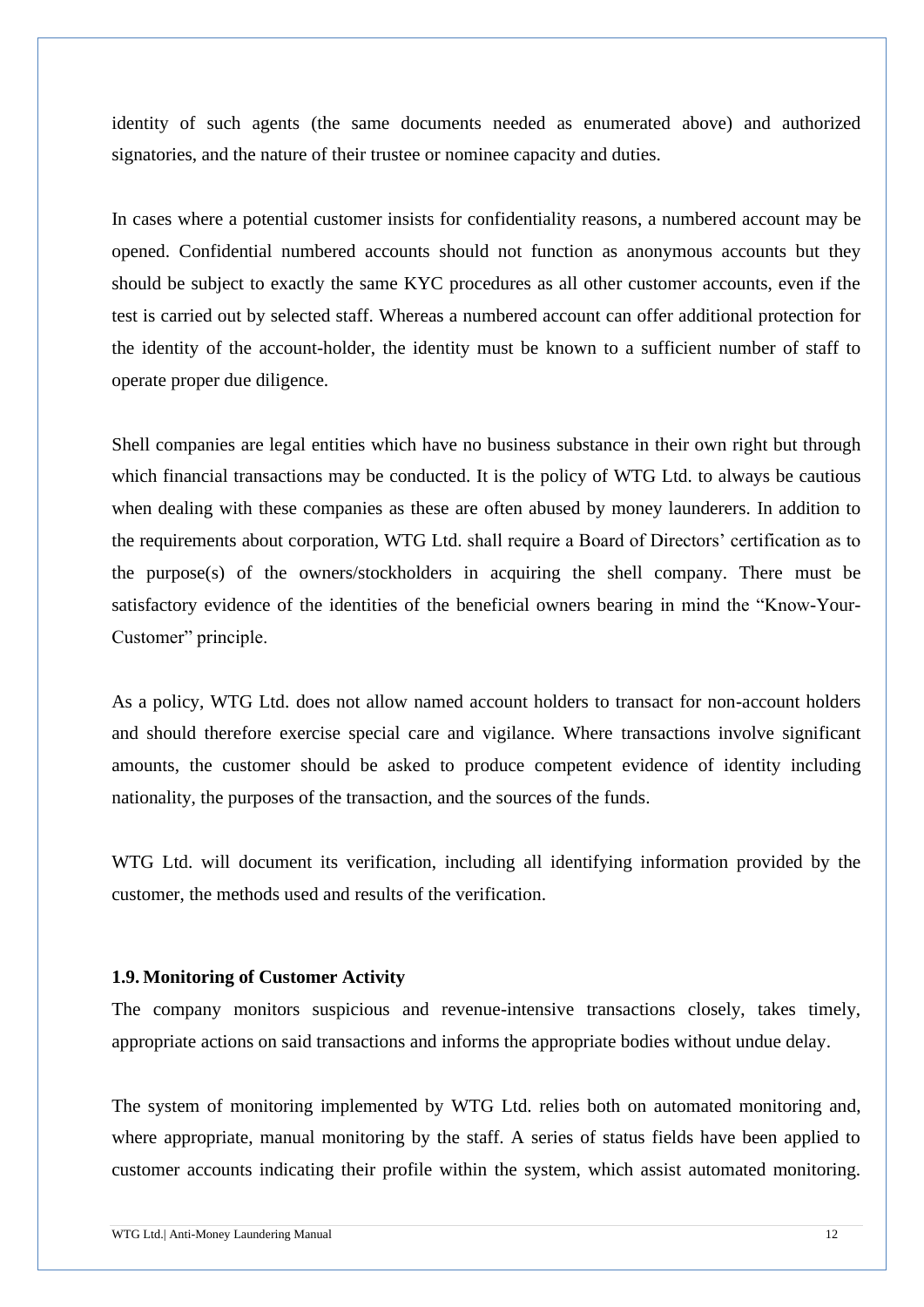identity of such agents (the same documents needed as enumerated above) and authorized signatories, and the nature of their trustee or nominee capacity and duties.

In cases where a potential customer insists for confidentiality reasons, a numbered account may be opened. Confidential numbered accounts should not function as anonymous accounts but they should be subject to exactly the same KYC procedures as all other customer accounts, even if the test is carried out by selected staff. Whereas a numbered account can offer additional protection for the identity of the account-holder, the identity must be known to a sufficient number of staff to operate proper due diligence.

Shell companies are legal entities which have no business substance in their own right but through which financial transactions may be conducted. It is the policy of WTG Ltd. to always be cautious when dealing with these companies as these are often abused by money launderers. In addition to the requirements about corporation, WTG Ltd. shall require a Board of Directors' certification as to the purpose(s) of the owners/stockholders in acquiring the shell company. There must be satisfactory evidence of the identities of the beneficial owners bearing in mind the "Know-Your-Customer" principle.

As a policy, WTG Ltd. does not allow named account holders to transact for non-account holders and should therefore exercise special care and vigilance. Where transactions involve significant amounts, the customer should be asked to produce competent evidence of identity including nationality, the purposes of the transaction, and the sources of the funds.

WTG Ltd. will document its verification, including all identifying information provided by the customer, the methods used and results of the verification.

### 1.9. Monitoring of Customer Activity

The company monitors suspicious and revenue-intensive transactions closely, takes timely, appropriate actions on said transactions and informs the appropriate bodies without undue delay.

The system of monitoring implemented by WTG Ltd. relies both on automated monitoring and, where appropriate, manual monitoring by the staff. A series of status fields have been applied to customer accounts indicating their profile within the system, which assist automated monitoring.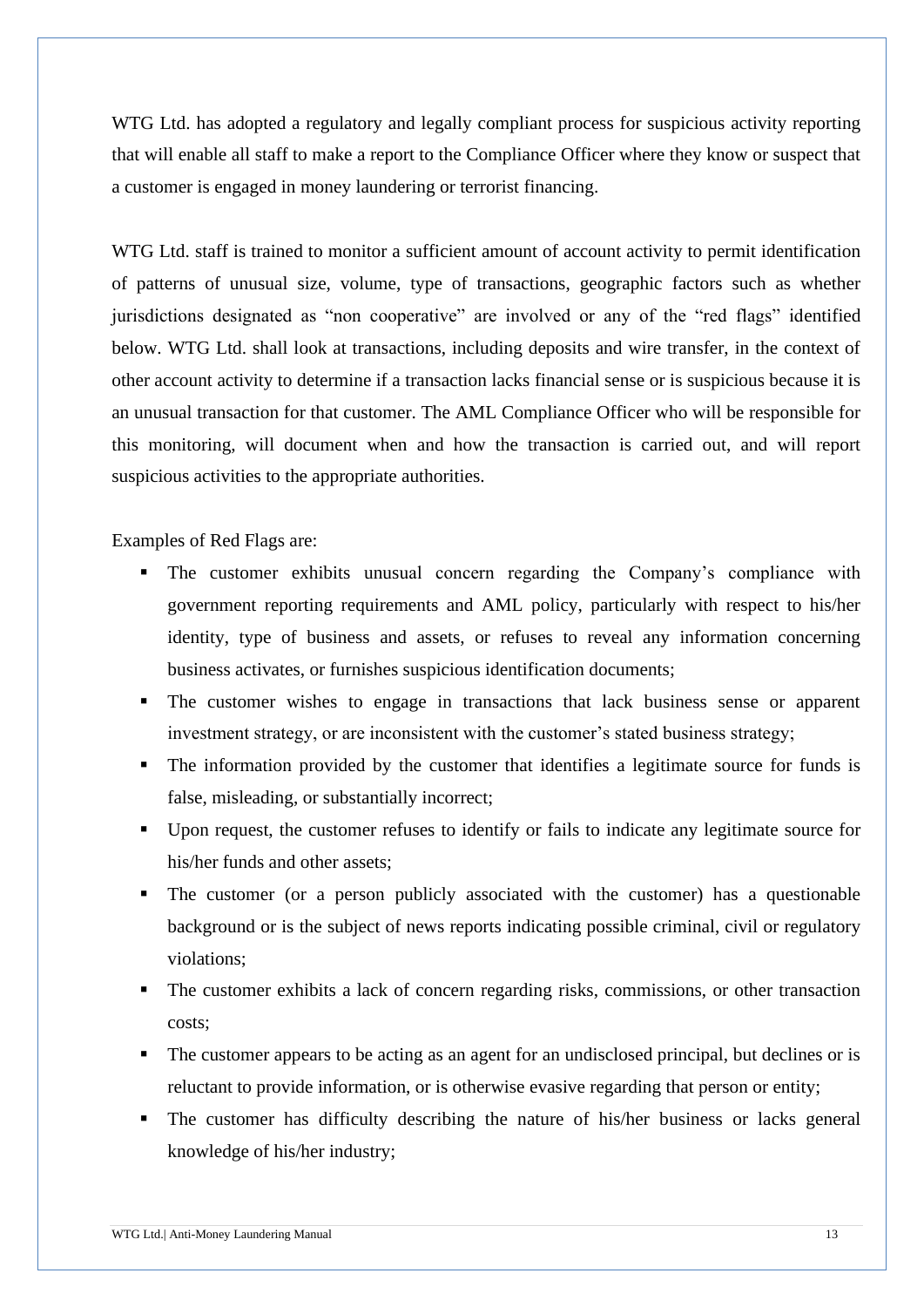WTG Ltd. has adopted a regulatory and legally compliant process for suspicious activity reporting that will enable all staff to make a report to the Compliance Officer where they know or suspect that a customer is engaged in money laundering or terrorist financing.

WTG Ltd. staff is trained to monitor a sufficient amount of account activity to permit identification of patterns of unusual size, volume, type of transactions, geographic factors such as whether jurisdictions designated as “non cooperative” are involved or any of the “red flags” identified below. WTG Ltd. shall look at transactions, including deposits and wire transfer, in the context of other account activity to determine if a transaction lacks financial sense or is suspicious because it is an unusual transaction for that customer. The AML Compliance Officer who will be responsible for this monitoring, will document when and how the transaction is carried out, and will report suspicious activities to the appropriate authorities.

Examples of Red Flags are:

- The customer exhibits unusual concern regarding the Company’s compliance with government reporting requirements and AML policy, particularly with respect to his/her identity, type of business and assets, or refuses to reveal any information concerning business activates, or furnishes suspicious identification documents;
- The customer wishes to engage in transactions that lack business sense or apparent investment strategy, or are inconsistent with the customer’s stated business strategy;
- The information provided by the customer that identifies a legitimate source for funds is false, misleading, or substantially incorrect;
- Upon request, the customer refuses to identify or fails to indicate any legitimate source for his/her funds and other assets;
- The customer (or a person publicly associated with the customer) has a questionable background or is the subject of news reports indicating possible criminal, civil or regulatory violations;
- The customer exhibits a lack of concern regarding risks, commissions, or other transaction costs;
- The customer appears to be acting as an agent for an undisclosed principal, but declines or is reluctant to provide information, or is otherwise evasive regarding that person or entity;
- The customer has difficulty describing the nature of his/her business or lacks general knowledge of his/her industry;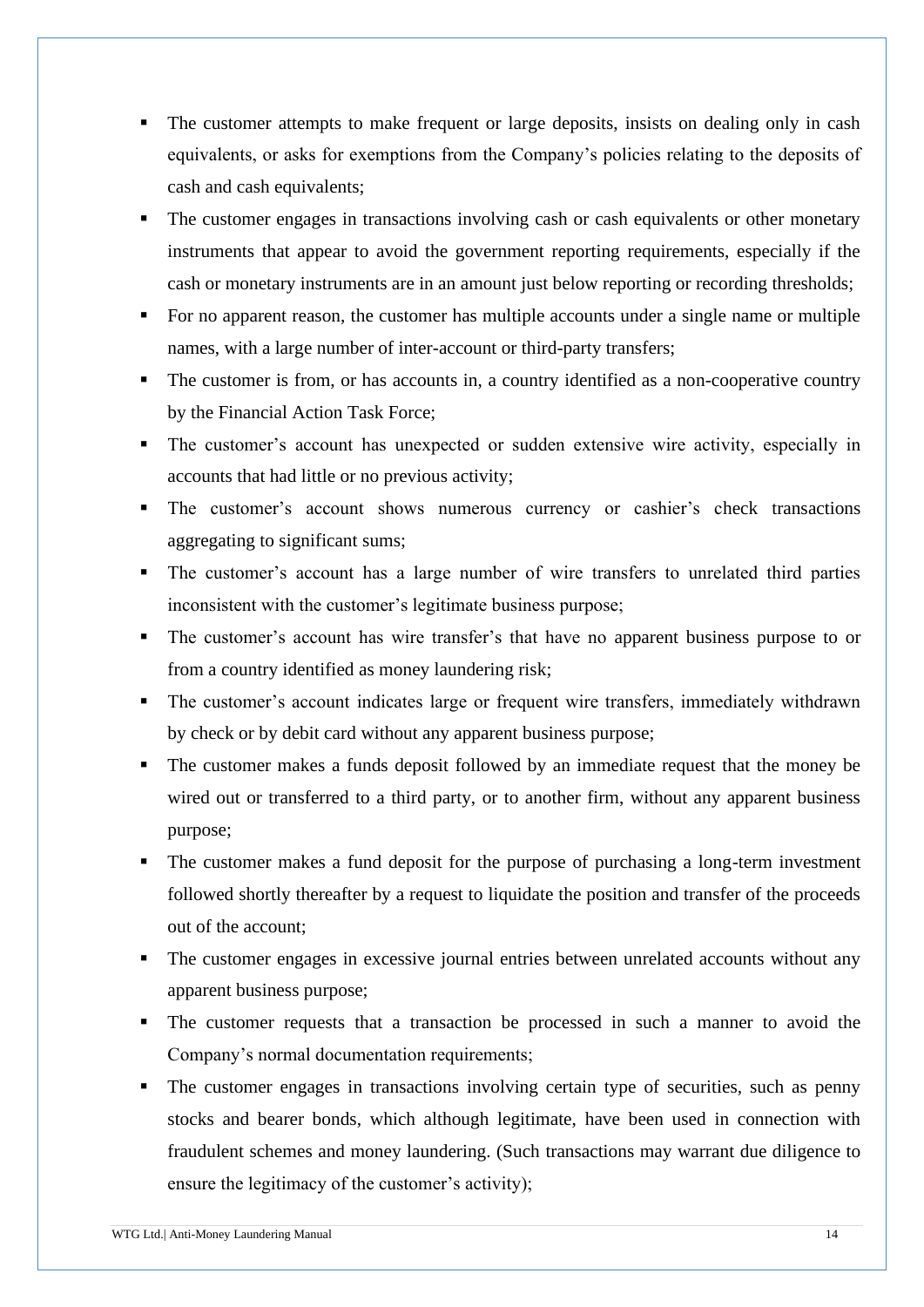- The customer attempts to make frequent or large deposits, insists on dealing only in cash equivalents, or asks for exemptions from the Company's policies relating to the deposits of cash and cash equivalents;
- The customer engages in transactions involving cash or cash equivalents or other monetary instruments that appear to avoid the government reporting requirements, especially if the cash or monetary instruments are in an amount just below reporting or recording thresholds;
- For no apparent reason, the customer has multiple accounts under a single name or multiple names, with a large number of inter-account or third-party transfers;
- The customer is from, or has accounts in, a country identified as a non-cooperative country by the Financial Action Task Force;
- The customer's account has unexpected or sudden extensive wire activity, especially in accounts that had little or no previous activity;
- The customer's account shows numerous currency or cashier's check transactions aggregating to significant sums;
- The customer's account has a large number of wire transfers to unrelated third parties inconsistent with the customer's legitimate business purpose;
- The customer's account has wire transfer's that have no apparent business purpose to or from a country identified as money laundering risk;
- The customer's account indicates large or frequent wire transfers, immediately withdrawn by check or by debit card without any apparent business purpose;
- The customer makes a funds deposit followed by an immediate request that the money be wired out or transferred to a third party, or to another firm, without any apparent business purpose;
- The customer makes a fund deposit for the purpose of purchasing a long-term investment followed shortly thereafter by a request to liquidate the position and transfer of the proceeds out of the account;
- The customer engages in excessive journal entries between unrelated accounts without any apparent business purpose;
- The customer requests that a transaction be processed in such a manner to avoid the Company's normal documentation requirements;
- The customer engages in transactions involving certain type of securities, such as penny stocks and bearer bonds, which although legitimate, have been used in connection with fraudulent schemes and money laundering. (Such transactions may warrant due diligence to ensure the legitimacy of the customer's activity);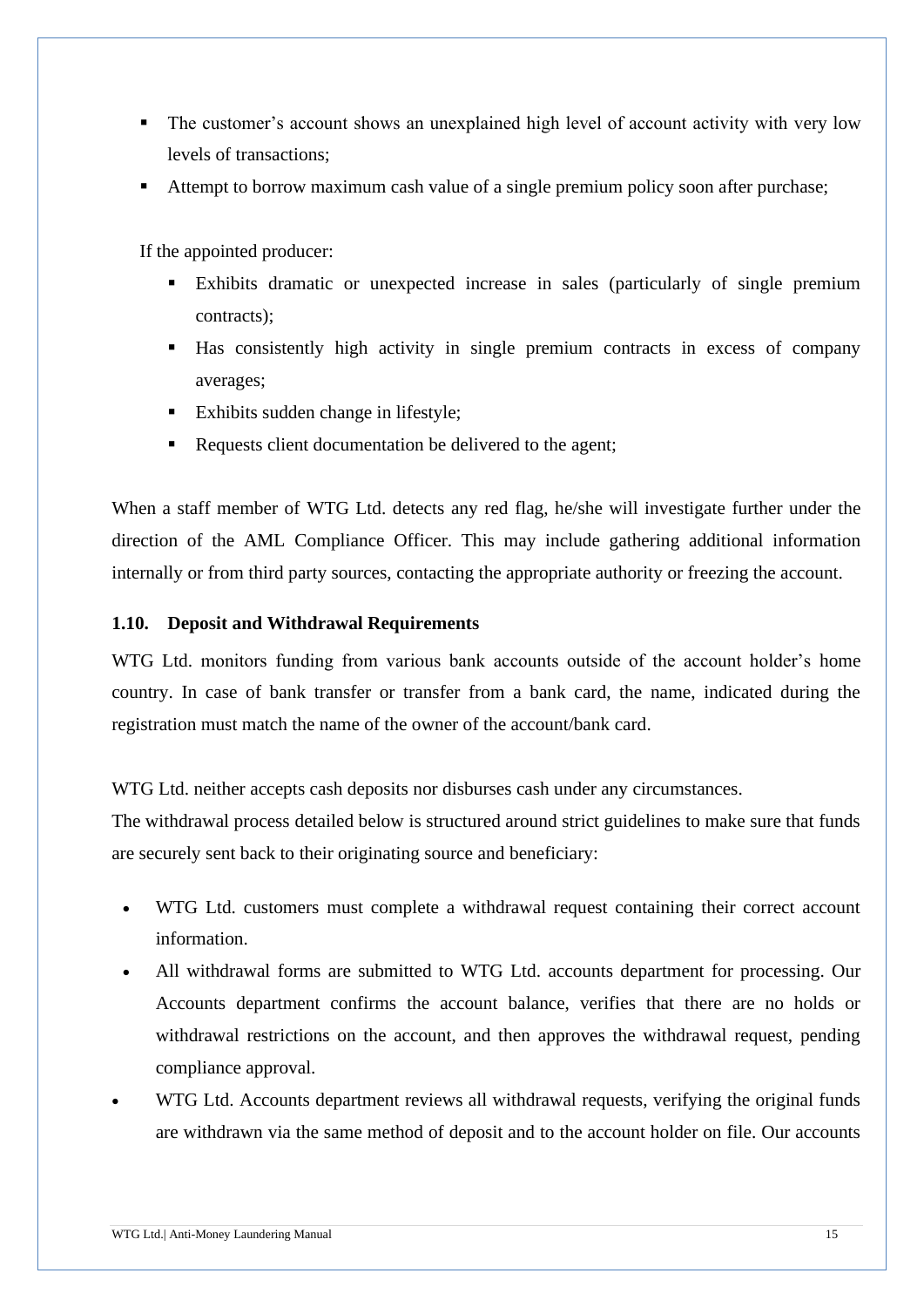- The customer's account shows an unexplained high level of account activity with very low levels of transactions;
- Attempt to borrow maximum cash value of a single premium policy soon after purchase;

If the appointed producer:

- Exhibits dramatic or unexpected increase in sales (particularly of single premium contracts);
- Has consistently high activity in single premium contracts in excess of company averages;
- Exhibits sudden change in lifestyle;
- Requests client documentation be delivered to the agent;

When a staff member of WTG Ltd. detects any red flag, he/she will investigate further under the direction of the AML Compliance Officer. This may include gathering additional information internally or from third party sources, contacting the appropriate authority or freezing the account.

### 1.10. Deposit and Withdrawal Requirements

WTG Ltd. monitors funding from various bank accounts outside of the account holder's home country. In case of bank transfer or transfer from a bank card, the name, indicated during the registration must match the name of the owner of the account/bank card.

WTG Ltd. neither accepts cash deposits nor disburses cash under any circumstances.
The withdrawal process detailed below is structured around strict guidelines to make sure that funds are securely sent back to their originating source and beneficiary:

- WTG Ltd. customers must complete a withdrawal request containing their correct account information.
- All withdrawal forms are submitted to WTG Ltd. accounts department for processing. Our Accounts department confirms the account balance, verifies that there are no holds or withdrawal restrictions on the account, and then approves the withdrawal request, pending compliance approval.
- WTG Ltd. Accounts department reviews all withdrawal requests, verifying the original funds are withdrawn via the same method of deposit and to the account holder on file. Our accounts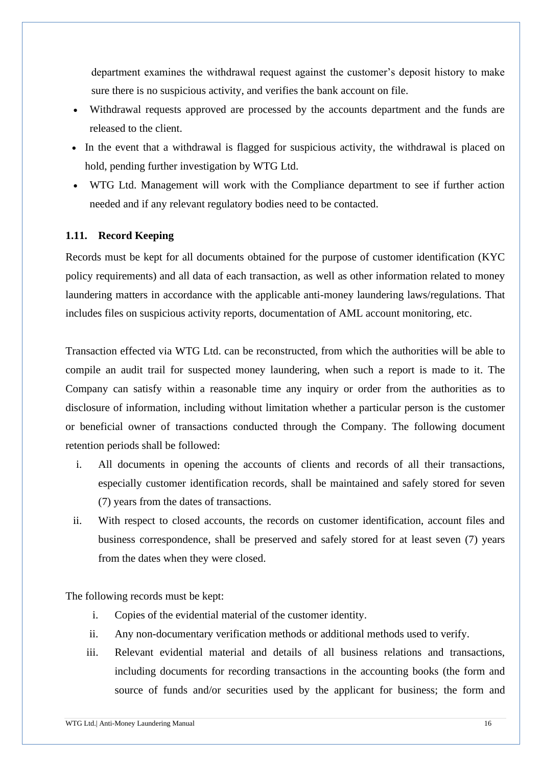department examines the withdrawal request against the customer's deposit history to make sure there is no suspicious activity, and verifies the bank account on file.

- Withdrawal requests approved are processed by the accounts department and the funds are released to the client.
- In the event that a withdrawal is flagged for suspicious activity, the withdrawal is placed on hold, pending further investigation by WTG Ltd.
- WTG Ltd. Management will work with the Compliance department to see if further action needed and if any relevant regulatory bodies need to be contacted.

### 1.11. Record Keeping

Records must be kept for all documents obtained for the purpose of customer identification (KYC policy requirements) and all data of each transaction, as well as other information related to money laundering matters in accordance with the applicable anti-money laundering laws/regulations. That includes files on suspicious activity reports, documentation of AML account monitoring, etc.

Transaction effected via WTG Ltd. can be reconstructed, from which the authorities will be able to compile an audit trail for suspected money laundering, when such a report is made to it. The Company can satisfy within a reasonable time any inquiry or order from the authorities as to disclosure of information, including without limitation whether a particular person is the customer or beneficial owner of transactions conducted through the Company. The following document retention periods shall be followed:

i. All documents in opening the accounts of clients and records of all their transactions, especially customer identification records, shall be maintained and safely stored for seven (7) years from the dates of transactions.

ii. With respect to closed accounts, the records on customer identification, account files and business correspondence, shall be preserved and safely stored for at least seven (7) years from the dates when they were closed.

The following records must be kept:

i. Copies of the evidential material of the customer identity.

ii. Any non-documentary verification methods or additional methods used to verify.

iii. Relevant evidential material and details of all business relations and transactions, including documents for recording transactions in the accounting books (the form and source of funds and/or securities used by the applicant for business; the form and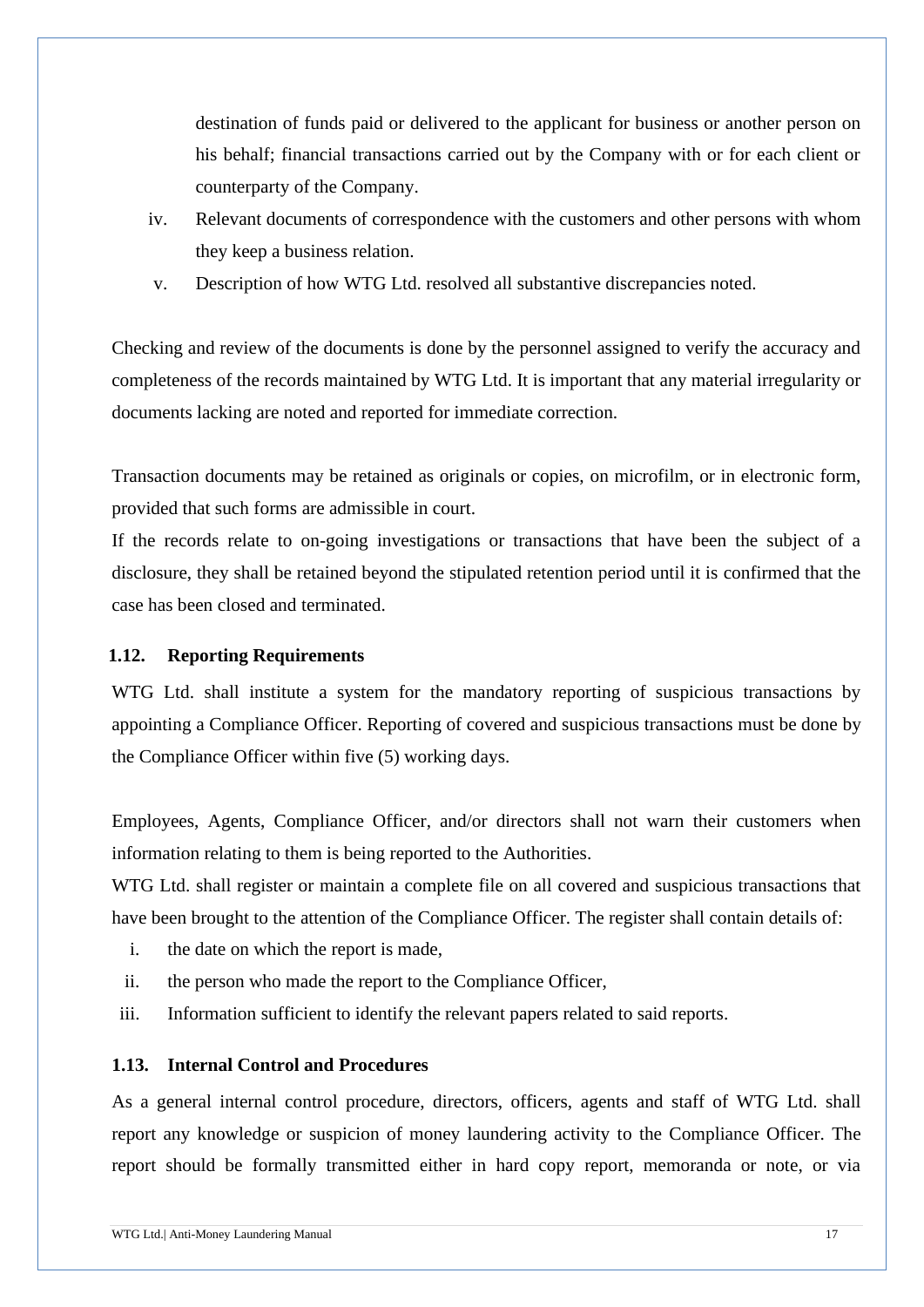destination of funds paid or delivered to the applicant for business or another person on his behalf; financial transactions carried out by the Company with or for each client or counterparty of the Company.

iv. Relevant documents of correspondence with the customers and other persons with whom they keep a business relation.

v. Description of how WTG Ltd. resolved all substantive discrepancies noted.

Checking and review of the documents is done by the personnel assigned to verify the accuracy and completeness of the records maintained by WTG Ltd. It is important that any material irregularity or documents lacking are noted and reported for immediate correction.

Transaction documents may be retained as originals or copies, on microfilm, or in electronic form, provided that such forms are admissible in court.

If the records relate to on-going investigations or transactions that have been the subject of a disclosure, they shall be retained beyond the stipulated retention period until it is confirmed that the case has been closed and terminated.

### 1.12. Reporting Requirements

WTG Ltd. shall institute a system for the mandatory reporting of suspicious transactions by appointing a Compliance Officer. Reporting of covered and suspicious transactions must be done by the Compliance Officer within five (5) working days.

Employees, Agents, Compliance Officer, and/or directors shall not warn their customers when information relating to them is being reported to the Authorities.

WTG Ltd. shall register or maintain a complete file on all covered and suspicious transactions that have been brought to the attention of the Compliance Officer. The register shall contain details of:

i. the date on which the report is made,

ii. the person who made the report to the Compliance Officer,

iii. Information sufficient to identify the relevant papers related to said reports.

### 1.13. Internal Control and Procedures

As a general internal control procedure, directors, officers, agents and staff of WTG Ltd. shall report any knowledge or suspicion of money laundering activity to the Compliance Officer. The report should be formally transmitted either in hard copy report, memoranda or note, or via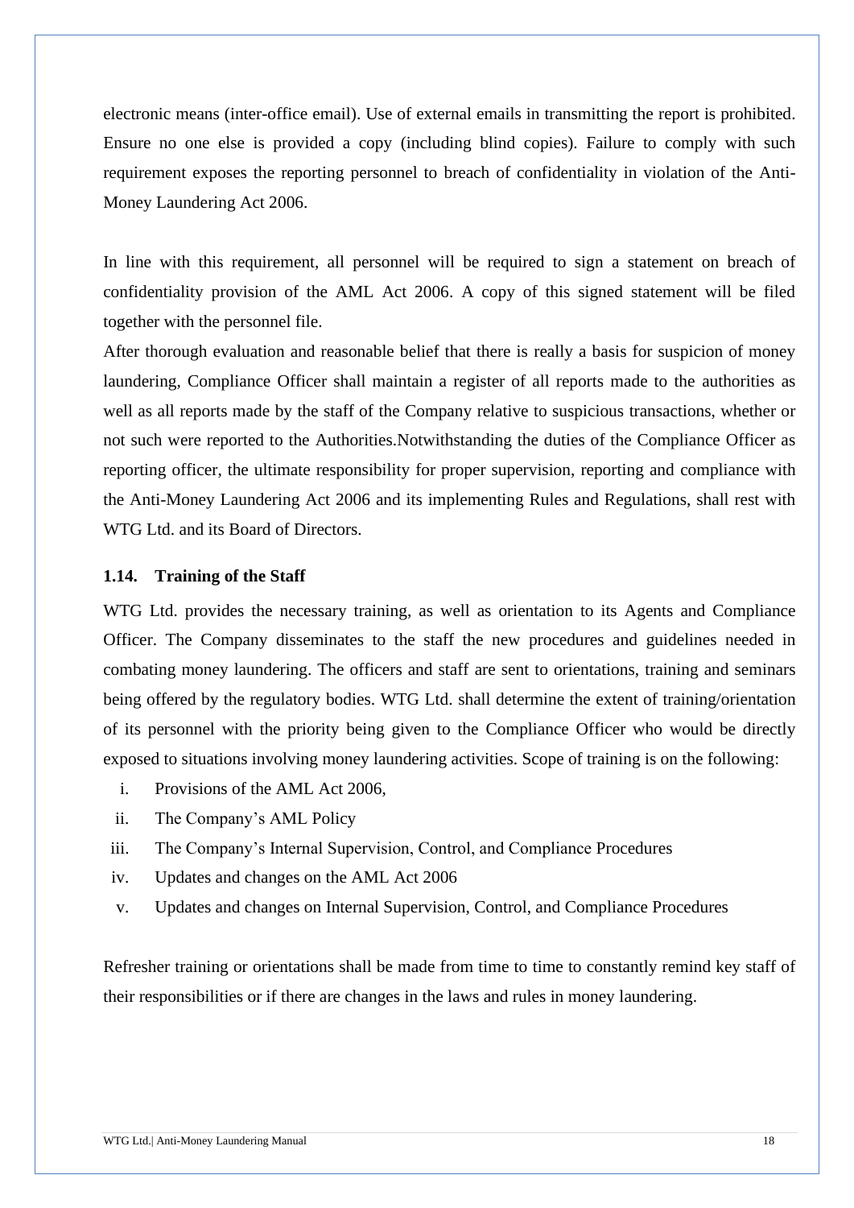electronic means (inter-office email). Use of external emails in transmitting the report is prohibited. Ensure no one else is provided a copy (including blind copies). Failure to comply with such requirement exposes the reporting personnel to breach of confidentiality in violation of the Anti-Money Laundering Act 2006.

In line with this requirement, all personnel will be required to sign a statement on breach of confidentiality provision of the AML Act 2006. A copy of this signed statement will be filed together with the personnel file.

After thorough evaluation and reasonable belief that there is really a basis for suspicion of money laundering, Compliance Officer shall maintain a register of all reports made to the authorities as well as all reports made by the staff of the Company relative to suspicious transactions, whether or not such were reported to the Authorities.Notwithstanding the duties of the Compliance Officer as reporting officer, the ultimate responsibility for proper supervision, reporting and compliance with the Anti-Money Laundering Act 2006 and its implementing Rules and Regulations, shall rest with WTG Ltd. and its Board of Directors.

### 1.14. Training of the Staff

WTG Ltd. provides the necessary training, as well as orientation to its Agents and Compliance Officer. The Company disseminates to the staff the new procedures and guidelines needed in combating money laundering. The officers and staff are sent to orientations, training and seminars being offered by the regulatory bodies. WTG Ltd. shall determine the extent of training/orientation of its personnel with the priority being given to the Compliance Officer who would be directly exposed to situations involving money laundering activities. Scope of training is on the following:

i. Provisions of the AML Act 2006,
ii. The Company's AML Policy
iii. The Company's Internal Supervision, Control, and Compliance Procedures
iv. Updates and changes on the AML Act 2006
v. Updates and changes on Internal Supervision, Control, and Compliance Procedures

Refresher training or orientations shall be made from time to time to constantly remind key staff of their responsibilities or if there are changes in the laws and rules in money laundering.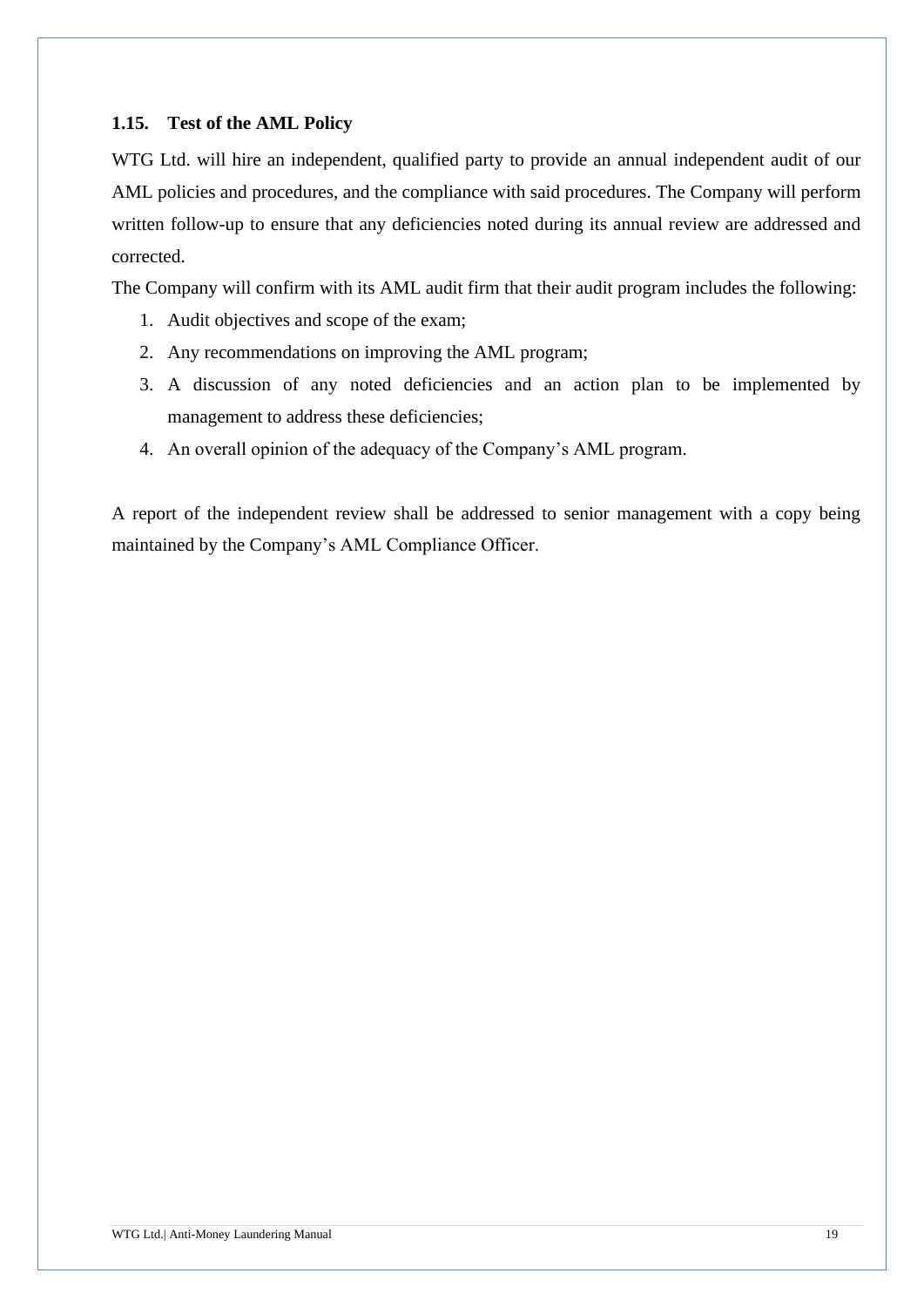### 1.15. Test of the AML Policy

WTG Ltd. will hire an independent, qualified party to provide an annual independent audit of our AML policies and procedures, and the compliance with said procedures. The Company will perform written follow-up to ensure that any deficiencies noted during its annual review are addressed and corrected.

The Company will confirm with its AML audit firm that their audit program includes the following:

1. Audit objectives and scope of the exam;
2. Any recommendations on improving the AML program;
3. A discussion of any noted deficiencies and an action plan to be implemented by management to address these deficiencies;
4. An overall opinion of the adequacy of the Company's AML program.

A report of the independent review shall be addressed to senior management with a copy being maintained by the Company's AML Compliance Officer.